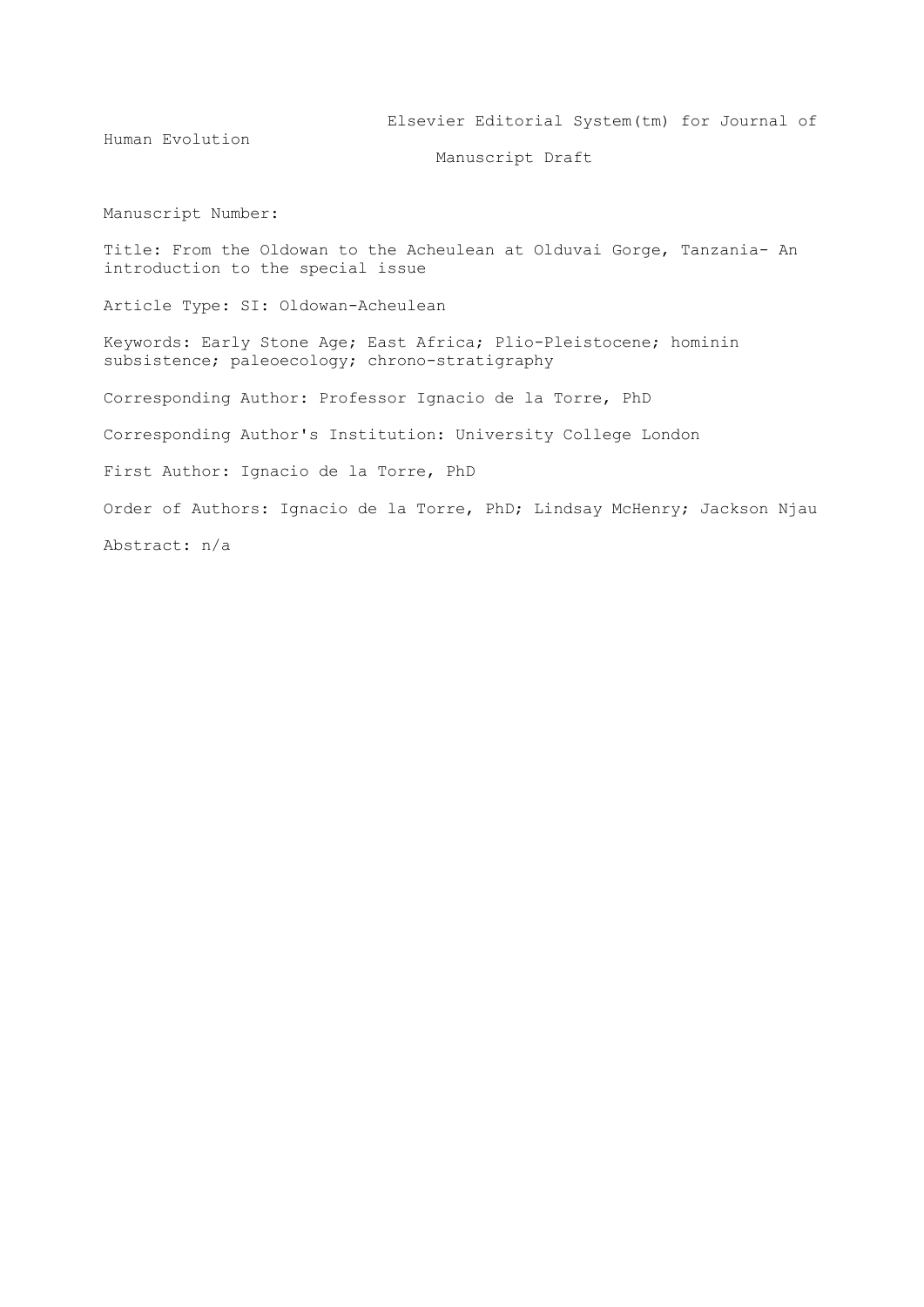Elsevier Editorial System(tm) for Journal of Human Evolution

Manuscript Draft

Manuscript Number:

Title: From the Oldowan to the Acheulean at Olduvai Gorge, Tanzania- An introduction to the special issue

Article Type: SI: Oldowan-Acheulean

Keywords: Early Stone Age; East Africa; Plio-Pleistocene; hominin subsistence; paleoecology; chrono-stratigraphy

Corresponding Author: Professor Ignacio de la Torre, PhD

Corresponding Author's Institution: University College London

First Author: Ignacio de la Torre, PhD

Order of Authors: Ignacio de la Torre, PhD; Lindsay McHenry; Jackson Njau

Abstract: n/a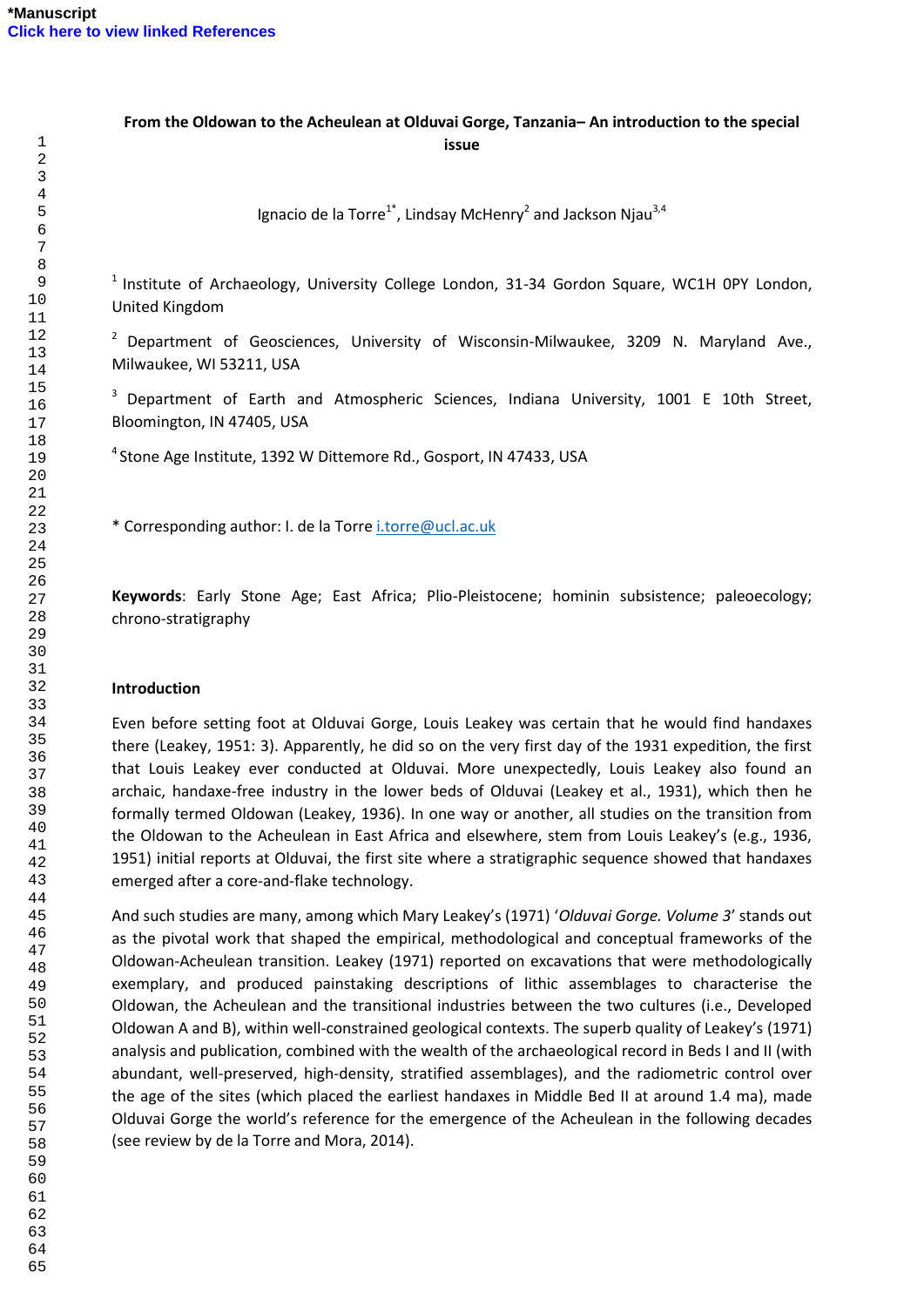*Manuscript

# From the Oldowan to the Acheulean at Olduvai Gorge, Tanzania– An introduction to the special issue

Ignacio de la Torre[1*], Lindsay McHenry[2] and Jackson Njau[3,4]

[1] Institute of Archaeology, University College London, 31-34 Gordon Square, WC1H 0PY London, United Kingdom

[2] Department of Geosciences, University of Wisconsin-Milwaukee, 3209 N. Maryland Ave., Milwaukee, WI 53211, USA

[3] Department of Earth and Atmospheric Sciences, Indiana University, 1001 E 10th Street, Bloomington, IN 47405, USA

[4] Stone Age Institute, 1392 W Dittemore Rd., Gosport, IN 47433, USA

\* Corresponding author: I. de la Torre i.torre@ucl.ac.uk

**Keywords**: Early Stone Age; East Africa; Plio-Pleistocene; hominin subsistence; paleoecology; chrono-stratigraphy

## Introduction

Even before setting foot at Olduvai Gorge, Louis Leakey was certain that he would find handaxes there (Leakey, 1951: 3). Apparently, he did so on the very first day of the 1931 expedition, the first that Louis Leakey ever conducted at Olduvai. More unexpectedly, Louis Leakey also found an archaic, handaxe-free industry in the lower beds of Olduvai (Leakey et al., 1931), which then he formally termed Oldowan (Leakey, 1936). In one way or another, all studies on the transition from the Oldowan to the Acheulean in East Africa and elsewhere, stem from Louis Leakey's (e.g., 1936, 1951) initial reports at Olduvai, the first site where a stratigraphic sequence showed that handaxes emerged after a core-and-flake technology.

And such studies are many, among which Mary Leakey's (1971) '*Olduvai Gorge. Volume 3*' stands out as the pivotal work that shaped the empirical, methodological and conceptual frameworks of the Oldowan-Acheulean transition. Leakey (1971) reported on excavations that were methodologically exemplary, and produced painstaking descriptions of lithic assemblages to characterise the Oldowan, the Acheulean and the transitional industries between the two cultures (i.e., Developed Oldowan A and B), within well-constrained geological contexts. The superb quality of Leakey's (1971) analysis and publication, combined with the wealth of the archaeological record in Beds I and II (with abundant, well-preserved, high-density, stratified assemblages), and the radiometric control over the age of the sites (which placed the earliest handaxes in Middle Bed II at around 1.4 ma), made Olduvai Gorge the world's reference for the emergence of the Acheulean in the following decades (see review by de la Torre and Mora, 2014).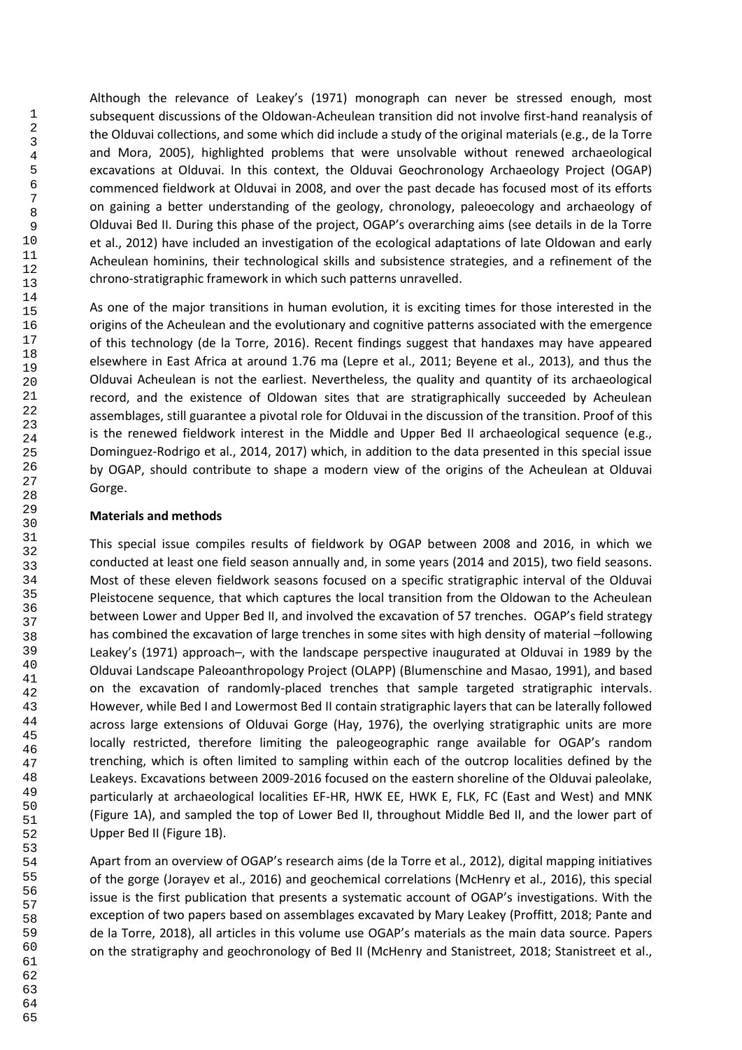Although the relevance of Leakey's (1971) monograph can never be stressed enough, most subsequent discussions of the Oldowan-Acheulean transition did not involve first-hand reanalysis of the Olduvai collections, and some which did include a study of the original materials (e.g., de la Torre and Mora, 2005), highlighted problems that were unsolvable without renewed archaeological excavations at Olduvai. In this context, the Olduvai Geochronology Archaeology Project (OGAP) commenced fieldwork at Olduvai in 2008, and over the past decade has focused most of its efforts on gaining a better understanding of the geology, chronology, paleoecology and archaeology of Olduvai Bed II. During this phase of the project, OGAP's overarching aims (see details in de la Torre et al., 2012) have included an investigation of the ecological adaptations of late Oldowan and early Acheulean hominins, their technological skills and subsistence strategies, and a refinement of the chrono-stratigraphic framework in which such patterns unravelled.

As one of the major transitions in human evolution, it is exciting times for those interested in the origins of the Acheulean and the evolutionary and cognitive patterns associated with the emergence of this technology (de la Torre, 2016). Recent findings suggest that handaxes may have appeared elsewhere in East Africa at around 1.76 ma (Lepre et al., 2011; Beyene et al., 2013), and thus the Olduvai Acheulean is not the earliest. Nevertheless, the quality and quantity of its archaeological record, and the existence of Oldowan sites that are stratigraphically succeeded by Acheulean assemblages, still guarantee a pivotal role for Olduvai in the discussion of the transition. Proof of this is the renewed fieldwork interest in the Middle and Upper Bed II archaeological sequence (e.g., Dominguez-Rodrigo et al., 2014, 2017) which, in addition to the data presented in this special issue by OGAP, should contribute to shape a modern view of the origins of the Acheulean at Olduvai Gorge.

**Materials and methods**

This special issue compiles results of fieldwork by OGAP between 2008 and 2016, in which we conducted at least one field season annually and, in some years (2014 and 2015), two field seasons. Most of these eleven fieldwork seasons focused on a specific stratigraphic interval of the Olduvai Pleistocene sequence, that which captures the local transition from the Oldowan to the Acheulean between Lower and Upper Bed II, and involved the excavation of 57 trenches. OGAP's field strategy has combined the excavation of large trenches in some sites with high density of material –following Leakey's (1971) approach–, with the landscape perspective inaugurated at Olduvai in 1989 by the Olduvai Landscape Paleoanthropology Project (OLAPP) (Blumenschine and Masao, 1991), and based on the excavation of randomly-placed trenches that sample targeted stratigraphic intervals. However, while Bed I and Lowermost Bed II contain stratigraphic layers that can be laterally followed across large extensions of Olduvai Gorge (Hay, 1976), the overlying stratigraphic units are more locally restricted, therefore limiting the paleogeographic range available for OGAP's random trenching, which is often limited to sampling within each of the outcrop localities defined by the Leakeys. Excavations between 2009-2016 focused on the eastern shoreline of the Olduvai paleolake, particularly at archaeological localities EF-HR, HWK EE, HWK E, FLK, FC (East and West) and MNK (Figure 1A), and sampled the top of Lower Bed II, throughout Middle Bed II, and the lower part of Upper Bed II (Figure 1B).

Apart from an overview of OGAP's research aims (de la Torre et al., 2012), digital mapping initiatives of the gorge (Jorayev et al., 2016) and geochemical correlations (McHenry et al., 2016), this special issue is the first publication that presents a systematic account of OGAP's investigations. With the exception of two papers based on assemblages excavated by Mary Leakey (Proffitt, 2018; Pante and de la Torre, 2018), all articles in this volume use OGAP's materials as the main data source. Papers on the stratigraphy and geochronology of Bed II (McHenry and Stanistreet, 2018; Stanistreet et al.,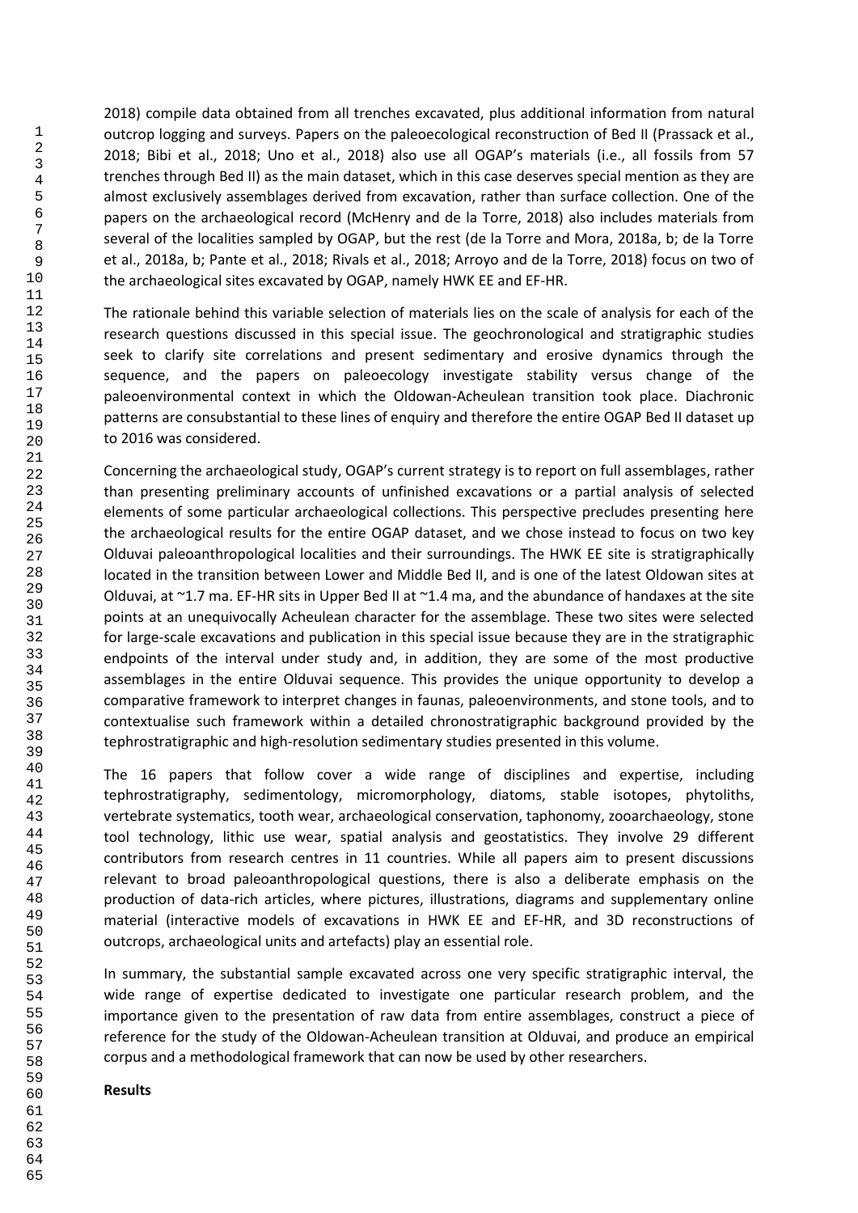2018) compile data obtained from all trenches excavated, plus additional information from natural outcrop logging and surveys. Papers on the paleoecological reconstruction of Bed II (Prassack et al., 2018; Bibi et al., 2018; Uno et al., 2018) also use all OGAP's materials (i.e., all fossils from 57 trenches through Bed II) as the main dataset, which in this case deserves special mention as they are almost exclusively assemblages derived from excavation, rather than surface collection. One of the papers on the archaeological record (McHenry and de la Torre, 2018) also includes materials from several of the localities sampled by OGAP, but the rest (de la Torre and Mora, 2018a, b; de la Torre et al., 2018a, b; Pante et al., 2018; Rivals et al., 2018; Arroyo and de la Torre, 2018) focus on two of the archaeological sites excavated by OGAP, namely HWK EE and EF-HR.

The rationale behind this variable selection of materials lies on the scale of analysis for each of the research questions discussed in this special issue. The geochronological and stratigraphic studies seek to clarify site correlations and present sedimentary and erosive dynamics through the sequence, and the papers on paleoecology investigate stability versus change of the paleoenvironmental context in which the Oldowan-Acheulean transition took place. Diachronic patterns are consubstantial to these lines of enquiry and therefore the entire OGAP Bed II dataset up to 2016 was considered.

Concerning the archaeological study, OGAP's current strategy is to report on full assemblages, rather than presenting preliminary accounts of unfinished excavations or a partial analysis of selected elements of some particular archaeological collections. This perspective precludes presenting here the archaeological results for the entire OGAP dataset, and we chose instead to focus on two key Olduvai paleoanthropological localities and their surroundings. The HWK EE site is stratigraphically located in the transition between Lower and Middle Bed II, and is one of the latest Oldowan sites at Olduvai, at ~1.7 ma. EF-HR sits in Upper Bed II at ~1.4 ma, and the abundance of handaxes at the site points at an unequivocally Acheulean character for the assemblage. These two sites were selected for large-scale excavations and publication in this special issue because they are in the stratigraphic endpoints of the interval under study and, in addition, they are some of the most productive assemblages in the entire Olduvai sequence. This provides the unique opportunity to develop a comparative framework to interpret changes in faunas, paleoenvironments, and stone tools, and to contextualise such framework within a detailed chronostratigraphic background provided by the tephrostratigraphic and high-resolution sedimentary studies presented in this volume.

The 16 papers that follow cover a wide range of disciplines and expertise, including tephrostratigraphy, sedimentology, micromorphology, diatoms, stable isotopes, phytoliths, vertebrate systematics, tooth wear, archaeological conservation, taphonomy, zooarchaeology, stone tool technology, lithic use wear, spatial analysis and geostatistics. They involve 29 different contributors from research centres in 11 countries. While all papers aim to present discussions relevant to broad paleoanthropological questions, there is also a deliberate emphasis on the production of data-rich articles, where pictures, illustrations, diagrams and supplementary online material (interactive models of excavations in HWK EE and EF-HR, and 3D reconstructions of outcrops, archaeological units and artefacts) play an essential role.

In summary, the substantial sample excavated across one very specific stratigraphic interval, the wide range of expertise dedicated to investigate one particular research problem, and the importance given to the presentation of raw data from entire assemblages, construct a piece of reference for the study of the Oldowan-Acheulean transition at Olduvai, and produce an empirical corpus and a methodological framework that can now be used by other researchers.

**Results**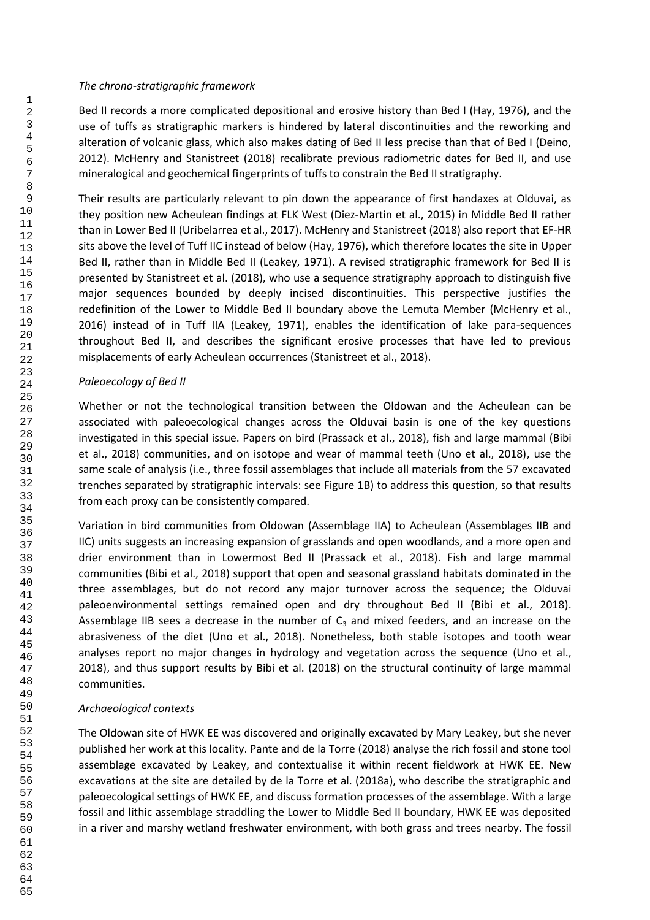*The chrono-stratigraphic framework*

Bed II records a more complicated depositional and erosive history than Bed I (Hay, 1976), and the use of tuffs as stratigraphic markers is hindered by lateral discontinuities and the reworking and alteration of volcanic glass, which also makes dating of Bed II less precise than that of Bed I (Deino, 2012). McHenry and Stanistreet (2018) recalibrate previous radiometric dates for Bed II, and use mineralogical and geochemical fingerprints of tuffs to constrain the Bed II stratigraphy.

Their results are particularly relevant to pin down the appearance of first handaxes at Olduvai, as they position new Acheulean findings at FLK West (Diez-Martin et al., 2015) in Middle Bed II rather than in Lower Bed II (Uribelarrea et al., 2017). McHenry and Stanistreet (2018) also report that EF-HR sits above the level of Tuff IIC instead of below (Hay, 1976), which therefore locates the site in Upper Bed II, rather than in Middle Bed II (Leakey, 1971). A revised stratigraphic framework for Bed II is presented by Stanistreet et al. (2018), who use a sequence stratigraphy approach to distinguish five major sequences bounded by deeply incised discontinuities. This perspective justifies the redefinition of the Lower to Middle Bed II boundary above the Lemuta Member (McHenry et al., 2016) instead of in Tuff IIA (Leakey, 1971), enables the identification of lake para-sequences throughout Bed II, and describes the significant erosive processes that have led to previous misplacements of early Acheulean occurrences (Stanistreet et al., 2018).

*Paleoecology of Bed II*

Whether or not the technological transition between the Oldowan and the Acheulean can be associated with paleoecological changes across the Olduvai basin is one of the key questions investigated in this special issue. Papers on bird (Prassack et al., 2018), fish and large mammal (Bibi et al., 2018) communities, and on isotope and wear of mammal teeth (Uno et al., 2018), use the same scale of analysis (i.e., three fossil assemblages that include all materials from the 57 excavated trenches separated by stratigraphic intervals: see Figure 1B) to address this question, so that results from each proxy can be consistently compared.

Variation in bird communities from Oldowan (Assemblage IIA) to Acheulean (Assemblages IIB and IIC) units suggests an increasing expansion of grasslands and open woodlands, and a more open and drier environment than in Lowermost Bed II (Prassack et al., 2018). Fish and large mammal communities (Bibi et al., 2018) support that open and seasonal grassland habitats dominated in the three assemblages, but do not record any major turnover across the sequence; the Olduvai paleoenvironmental settings remained open and dry throughout Bed II (Bibi et al., 2018). Assemblage IIB sees a decrease in the number of $C_3$ and mixed feeders, and an increase on the abrasiveness of the diet (Uno et al., 2018). Nonetheless, both stable isotopes and tooth wear analyses report no major changes in hydrology and vegetation across the sequence (Uno et al., 2018), and thus support results by Bibi et al. (2018) on the structural continuity of large mammal communities.

*Archaeological contexts*

The Oldowan site of HWK EE was discovered and originally excavated by Mary Leakey, but she never published her work at this locality. Pante and de la Torre (2018) analyse the rich fossil and stone tool assemblage excavated by Leakey, and contextualise it within recent fieldwork at HWK EE. New excavations at the site are detailed by de la Torre et al. (2018a), who describe the stratigraphic and paleoecological settings of HWK EE, and discuss formation processes of the assemblage. With a large fossil and lithic assemblage straddling the Lower to Middle Bed II boundary, HWK EE was deposited in a river and marshy wetland freshwater environment, with both grass and trees nearby. The fossil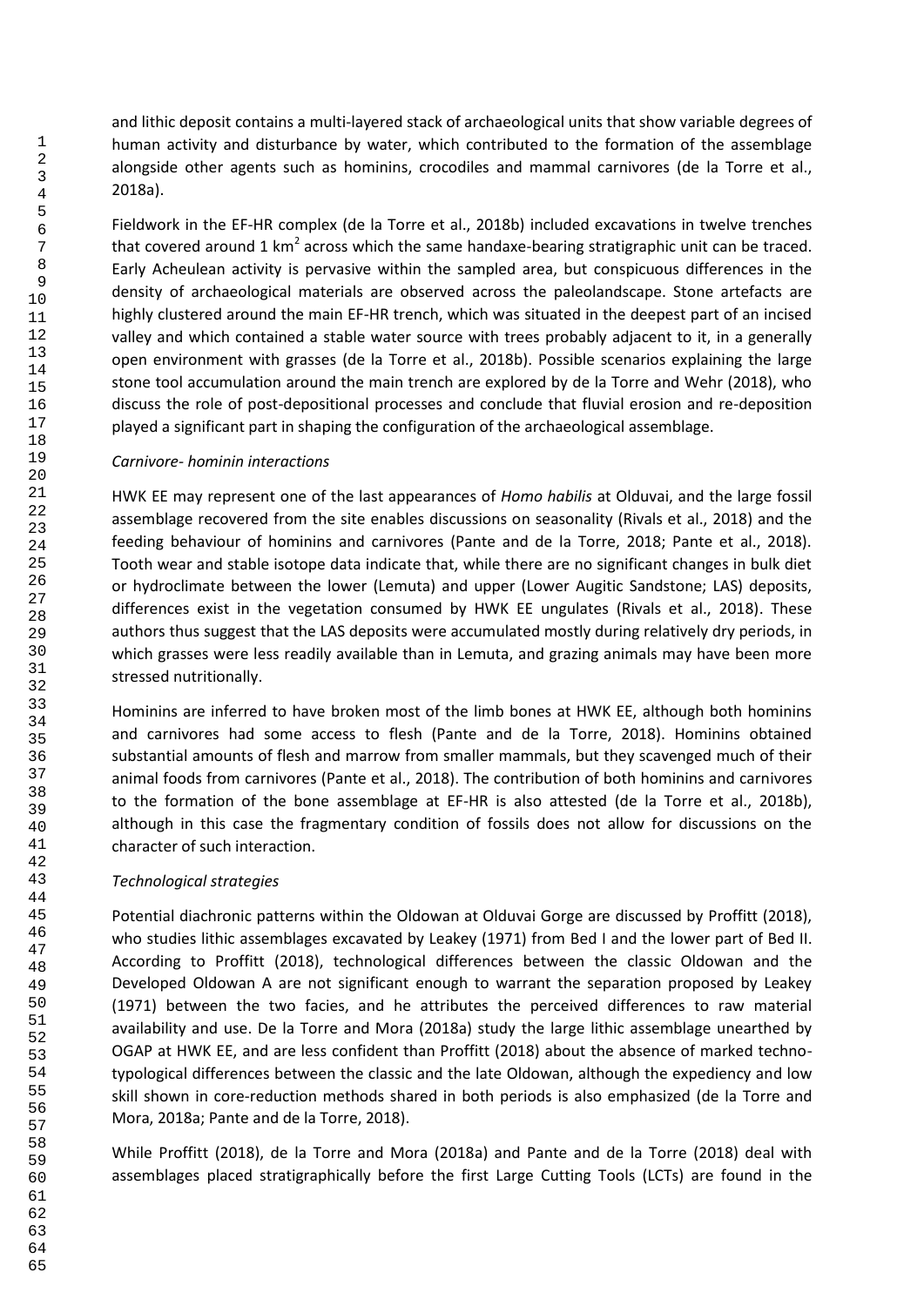and lithic deposit contains a multi-layered stack of archaeological units that show variable degrees of human activity and disturbance by water, which contributed to the formation of the assemblage alongside other agents such as hominins, crocodiles and mammal carnivores (de la Torre et al., 2018a).

Fieldwork in the EF-HR complex (de la Torre et al., 2018b) included excavations in twelve trenches that covered around 1 km$^2$ across which the same handaxe-bearing stratigraphic unit can be traced. Early Acheulean activity is pervasive within the sampled area, but conspicuous differences in the density of archaeological materials are observed across the paleolandscape. Stone artefacts are highly clustered around the main EF-HR trench, which was situated in the deepest part of an incised valley and which contained a stable water source with trees probably adjacent to it, in a generally open environment with grasses (de la Torre et al., 2018b). Possible scenarios explaining the large stone tool accumulation around the main trench are explored by de la Torre and Wehr (2018), who discuss the role of post-depositional processes and conclude that fluvial erosion and re-deposition played a significant part in shaping the configuration of the archaeological assemblage.

*Carnivore- hominin interactions*

HWK EE may represent one of the last appearances of *Homo habilis* at Olduvai, and the large fossil assemblage recovered from the site enables discussions on seasonality (Rivals et al., 2018) and the feeding behaviour of hominins and carnivores (Pante and de la Torre, 2018; Pante et al., 2018). Tooth wear and stable isotope data indicate that, while there are no significant changes in bulk diet or hydroclimate between the lower (Lemuta) and upper (Lower Augitic Sandstone; LAS) deposits, differences exist in the vegetation consumed by HWK EE ungulates (Rivals et al., 2018). These authors thus suggest that the LAS deposits were accumulated mostly during relatively dry periods, in which grasses were less readily available than in Lemuta, and grazing animals may have been more stressed nutritionally.

Hominins are inferred to have broken most of the limb bones at HWK EE, although both hominins and carnivores had some access to flesh (Pante and de la Torre, 2018). Hominins obtained substantial amounts of flesh and marrow from smaller mammals, but they scavenged much of their animal foods from carnivores (Pante et al., 2018). The contribution of both hominins and carnivores to the formation of the bone assemblage at EF-HR is also attested (de la Torre et al., 2018b), although in this case the fragmentary condition of fossils does not allow for discussions on the character of such interaction.

*Technological strategies*

Potential diachronic patterns within the Oldowan at Olduvai Gorge are discussed by Proffitt (2018), who studies lithic assemblages excavated by Leakey (1971) from Bed I and the lower part of Bed II. According to Proffitt (2018), technological differences between the classic Oldowan and the Developed Oldowan A are not significant enough to warrant the separation proposed by Leakey (1971) between the two facies, and he attributes the perceived differences to raw material availability and use. De la Torre and Mora (2018a) study the large lithic assemblage unearthed by OGAP at HWK EE, and are less confident than Proffitt (2018) about the absence of marked techno-typological differences between the classic and the late Oldowan, although the expediency and low skill shown in core-reduction methods shared in both periods is also emphasized (de la Torre and Mora, 2018a; Pante and de la Torre, 2018).

While Proffitt (2018), de la Torre and Mora (2018a) and Pante and de la Torre (2018) deal with assemblages placed stratigraphically before the first Large Cutting Tools (LCTs) are found in the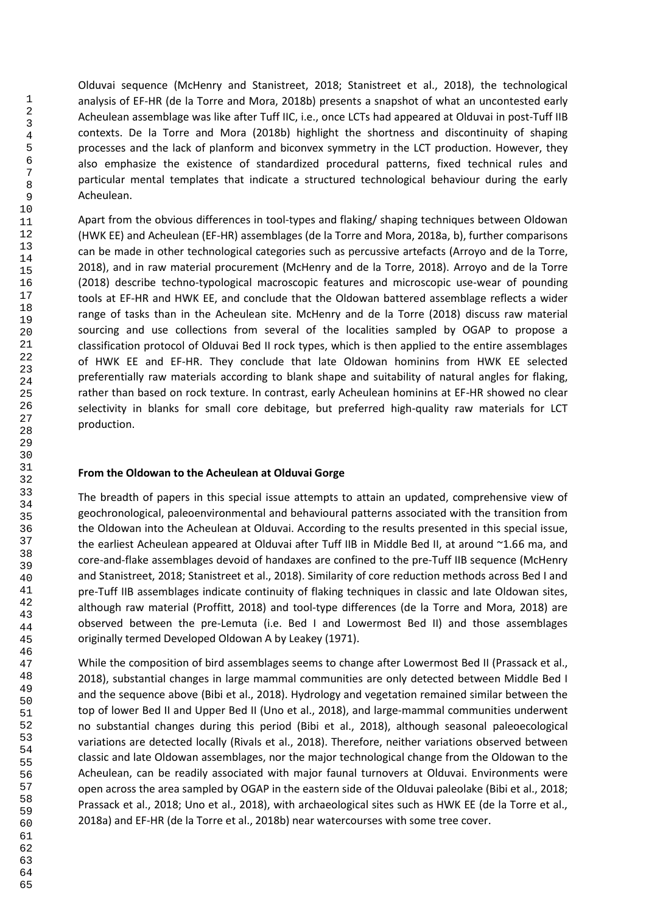Olduvai sequence (McHenry and Stanistreet, 2018; Stanistreet et al., 2018), the technological analysis of EF-HR (de la Torre and Mora, 2018b) presents a snapshot of what an uncontested early Acheulean assemblage was like after Tuff IIC, i.e., once LCTs had appeared at Olduvai in post-Tuff IIB contexts. De la Torre and Mora (2018b) highlight the shortness and discontinuity of shaping processes and the lack of planform and biconvex symmetry in the LCT production. However, they also emphasize the existence of standardized procedural patterns, fixed technical rules and particular mental templates that indicate a structured technological behaviour during the early Acheulean.

Apart from the obvious differences in tool-types and flaking/ shaping techniques between Oldowan (HWK EE) and Acheulean (EF-HR) assemblages (de la Torre and Mora, 2018a, b), further comparisons can be made in other technological categories such as percussive artefacts (Arroyo and de la Torre, 2018), and in raw material procurement (McHenry and de la Torre, 2018). Arroyo and de la Torre (2018) describe techno-typological macroscopic features and microscopic use-wear of pounding tools at EF-HR and HWK EE, and conclude that the Oldowan battered assemblage reflects a wider range of tasks than in the Acheulean site. McHenry and de la Torre (2018) discuss raw material sourcing and use collections from several of the localities sampled by OGAP to propose a classification protocol of Olduvai Bed II rock types, which is then applied to the entire assemblages of HWK EE and EF-HR. They conclude that late Oldowan hominins from HWK EE selected preferentially raw materials according to blank shape and suitability of natural angles for flaking, rather than based on rock texture. In contrast, early Acheulean hominins at EF-HR showed no clear selectivity in blanks for small core debitage, but preferred high-quality raw materials for LCT production.

**From the Oldowan to the Acheulean at Olduvai Gorge**

The breadth of papers in this special issue attempts to attain an updated, comprehensive view of geochronological, paleoenvironmental and behavioural patterns associated with the transition from the Oldowan into the Acheulean at Olduvai. According to the results presented in this special issue, the earliest Acheulean appeared at Olduvai after Tuff IIB in Middle Bed II, at around ~1.66 ma, and core-and-flake assemblages devoid of handaxes are confined to the pre-Tuff IIB sequence (McHenry and Stanistreet, 2018; Stanistreet et al., 2018). Similarity of core reduction methods across Bed I and pre-Tuff IIB assemblages indicate continuity of flaking techniques in classic and late Oldowan sites, although raw material (Proffitt, 2018) and tool-type differences (de la Torre and Mora, 2018) are observed between the pre-Lemuta (i.e. Bed I and Lowermost Bed II) and those assemblages originally termed Developed Oldowan A by Leakey (1971).

While the composition of bird assemblages seems to change after Lowermost Bed II (Prassack et al., 2018), substantial changes in large mammal communities are only detected between Middle Bed I and the sequence above (Bibi et al., 2018). Hydrology and vegetation remained similar between the top of lower Bed II and Upper Bed II (Uno et al., 2018), and large-mammal communities underwent no substantial changes during this period (Bibi et al., 2018), although seasonal paleoecological variations are detected locally (Rivals et al., 2018). Therefore, neither variations observed between classic and late Oldowan assemblages, nor the major technological change from the Oldowan to the Acheulean, can be readily associated with major faunal turnovers at Olduvai. Environments were open across the area sampled by OGAP in the eastern side of the Olduvai paleolake (Bibi et al., 2018; Prassack et al., 2018; Uno et al., 2018), with archaeological sites such as HWK EE (de la Torre et al., 2018a) and EF-HR (de la Torre et al., 2018b) near watercourses with some tree cover.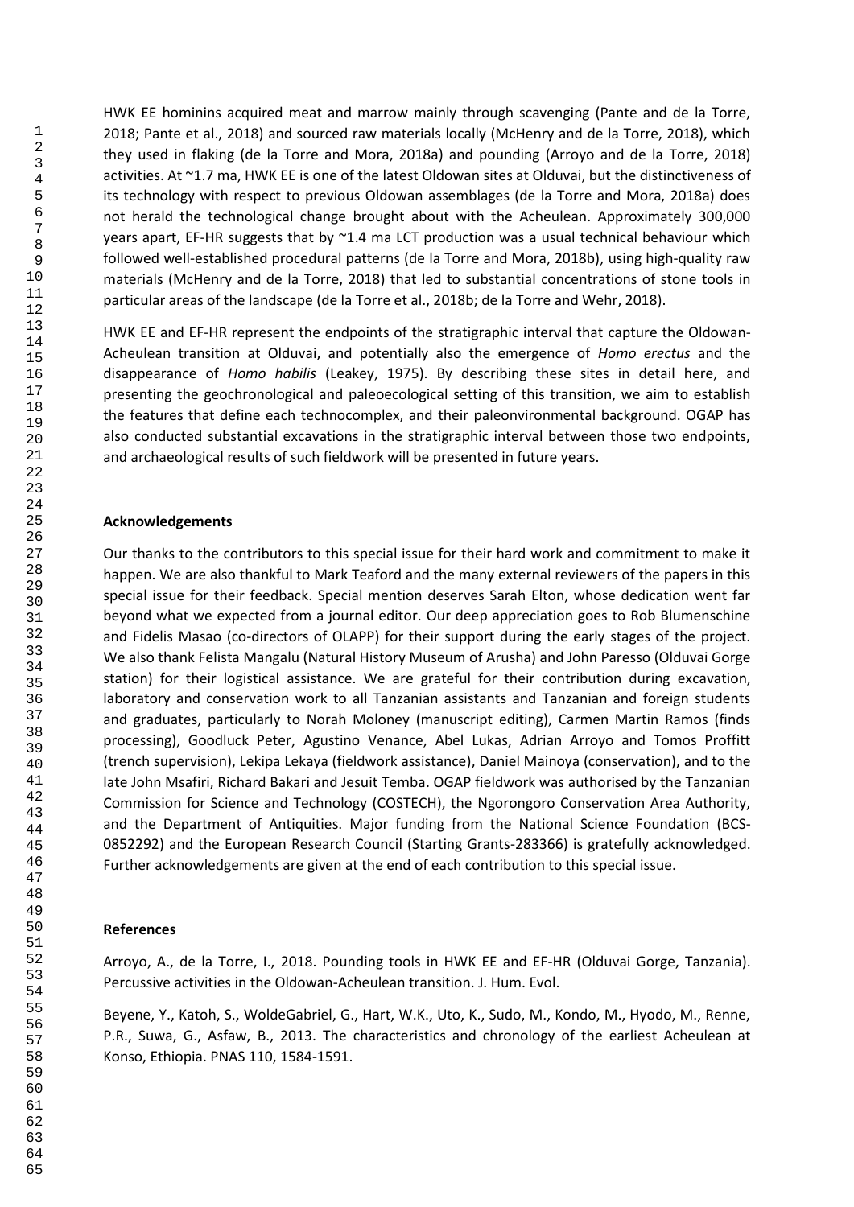HWK EE hominins acquired meat and marrow mainly through scavenging (Pante and de la Torre, 2018; Pante et al., 2018) and sourced raw materials locally (McHenry and de la Torre, 2018), which they used in flaking (de la Torre and Mora, 2018a) and pounding (Arroyo and de la Torre, 2018) activities. At ~1.7 ma, HWK EE is one of the latest Oldowan sites at Olduvai, but the distinctiveness of its technology with respect to previous Oldowan assemblages (de la Torre and Mora, 2018a) does not herald the technological change brought about with the Acheulean. Approximately 300,000 years apart, EF-HR suggests that by ~1.4 ma LCT production was a usual technical behaviour which followed well-established procedural patterns (de la Torre and Mora, 2018b), using high-quality raw materials (McHenry and de la Torre, 2018) that led to substantial concentrations of stone tools in particular areas of the landscape (de la Torre et al., 2018b; de la Torre and Wehr, 2018).

HWK EE and EF-HR represent the endpoints of the stratigraphic interval that capture the Oldowan-Acheulean transition at Olduvai, and potentially also the emergence of *Homo erectus* and the disappearance of *Homo habilis* (Leakey, 1975). By describing these sites in detail here, and presenting the geochronological and paleoecological setting of this transition, we aim to establish the features that define each technocomplex, and their paleonvironmental background. OGAP has also conducted substantial excavations in the stratigraphic interval between those two endpoints, and archaeological results of such fieldwork will be presented in future years.

## Acknowledgements

Our thanks to the contributors to this special issue for their hard work and commitment to make it happen. We are also thankful to Mark Teaford and the many external reviewers of the papers in this special issue for their feedback. Special mention deserves Sarah Elton, whose dedication went far beyond what we expected from a journal editor. Our deep appreciation goes to Rob Blumenschine and Fidelis Masao (co-directors of OLAPP) for their support during the early stages of the project. We also thank Felista Mangalu (Natural History Museum of Arusha) and John Paresso (Olduvai Gorge station) for their logistical assistance. We are grateful for their contribution during excavation, laboratory and conservation work to all Tanzanian assistants and Tanzanian and foreign students and graduates, particularly to Norah Moloney (manuscript editing), Carmen Martin Ramos (finds processing), Goodluck Peter, Agustino Venance, Abel Lukas, Adrian Arroyo and Tomos Proffitt (trench supervision), Lekipa Lekaya (fieldwork assistance), Daniel Mainoya (conservation), and to the late John Msafiri, Richard Bakari and Jesuit Temba. OGAP fieldwork was authorised by the Tanzanian Commission for Science and Technology (COSTECH), the Ngorongoro Conservation Area Authority, and the Department of Antiquities. Major funding from the National Science Foundation (BCS-0852292) and the European Research Council (Starting Grants-283366) is gratefully acknowledged. Further acknowledgements are given at the end of each contribution to this special issue.

## References

Arroyo, A., de la Torre, I., 2018. Pounding tools in HWK EE and EF-HR (Olduvai Gorge, Tanzania). Percussive activities in the Oldowan-Acheulean transition. J. Hum. Evol.

Beyene, Y., Katoh, S., WoldeGabriel, G., Hart, W.K., Uto, K., Sudo, M., Kondo, M., Hyodo, M., Renne, P.R., Suwa, G., Asfaw, B., 2013. The characteristics and chronology of the earliest Acheulean at Konso, Ethiopia. PNAS 110, 1584-1591.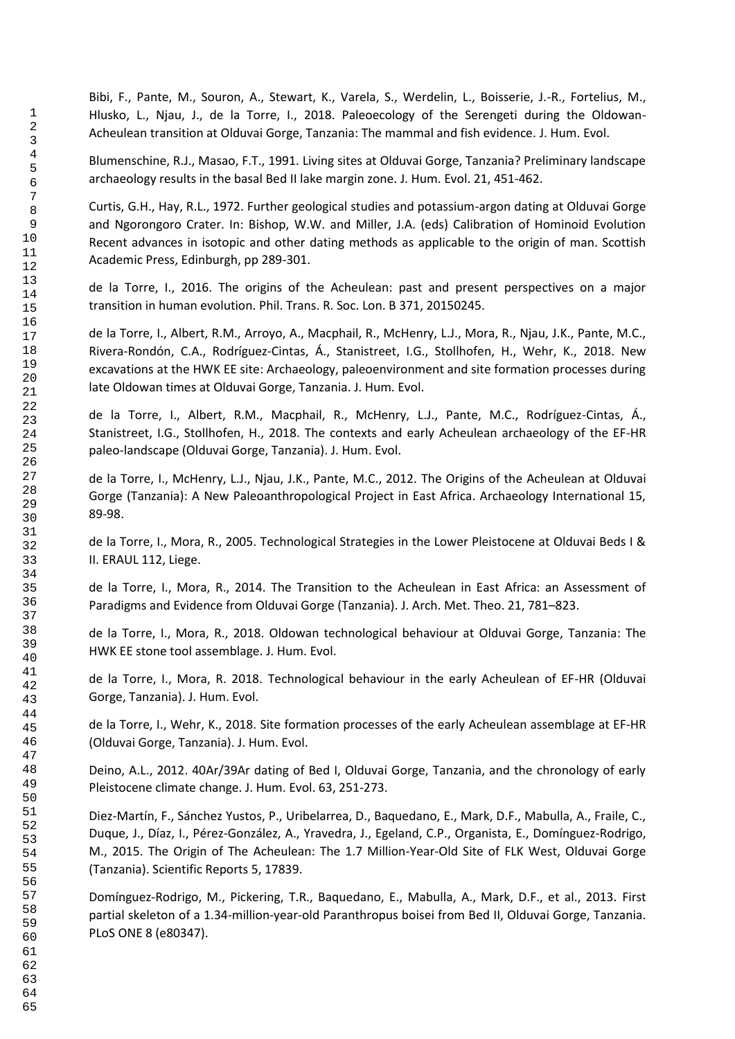Bibi, F., Pante, M., Souron, A., Stewart, K., Varela, S., Werdelin, L., Boisserie, J.-R., Fortelius, M., Hlusko, L., Njau, J., de la Torre, I., 2018. Paleoecology of the Serengeti during the Oldowan-Acheulean transition at Olduvai Gorge, Tanzania: The mammal and fish evidence. J. Hum. Evol.

Blumenschine, R.J., Masao, F.T., 1991. Living sites at Olduvai Gorge, Tanzania? Preliminary landscape archaeology results in the basal Bed II lake margin zone. J. Hum. Evol. 21, 451-462.

Curtis, G.H., Hay, R.L., 1972. Further geological studies and potassium-argon dating at Olduvai Gorge and Ngorongoro Crater. In: Bishop, W.W. and Miller, J.A. (eds) Calibration of Hominoid Evolution Recent advances in isotopic and other dating methods as applicable to the origin of man. Scottish Academic Press, Edinburgh, pp 289-301.

de la Torre, I., 2016. The origins of the Acheulean: past and present perspectives on a major transition in human evolution. Phil. Trans. R. Soc. Lon. B 371, 20150245.

de la Torre, I., Albert, R.M., Arroyo, A., Macphail, R., McHenry, L.J., Mora, R., Njau, J.K., Pante, M.C., Rivera-Rondón, C.A., Rodríguez-Cintas, Á., Stanistreet, I.G., Stollhofen, H., Wehr, K., 2018. New excavations at the HWK EE site: Archaeology, paleoenvironment and site formation processes during late Oldowan times at Olduvai Gorge, Tanzania. J. Hum. Evol.

de la Torre, I., Albert, R.M., Macphail, R., McHenry, L.J., Pante, M.C., Rodríguez-Cintas, Á., Stanistreet, I.G., Stollhofen, H., 2018. The contexts and early Acheulean archaeology of the EF-HR paleo-landscape (Olduvai Gorge, Tanzania). J. Hum. Evol.

de la Torre, I., McHenry, L.J., Njau, J.K., Pante, M.C., 2012. The Origins of the Acheulean at Olduvai Gorge (Tanzania): A New Paleoanthropological Project in East Africa. Archaeology International 15, 89-98.

de la Torre, I., Mora, R., 2005. Technological Strategies in the Lower Pleistocene at Olduvai Beds I & II. ERAUL 112, Liege.

de la Torre, I., Mora, R., 2014. The Transition to the Acheulean in East Africa: an Assessment of Paradigms and Evidence from Olduvai Gorge (Tanzania). J. Arch. Met. Theo. 21, 781–823.

de la Torre, I., Mora, R., 2018. Oldowan technological behaviour at Olduvai Gorge, Tanzania: The HWK EE stone tool assemblage. J. Hum. Evol.

de la Torre, I., Mora, R. 2018. Technological behaviour in the early Acheulean of EF-HR (Olduvai Gorge, Tanzania). J. Hum. Evol.

de la Torre, I., Wehr, K., 2018. Site formation processes of the early Acheulean assemblage at EF-HR (Olduvai Gorge, Tanzania). J. Hum. Evol.

Deino, A.L., 2012. 40Ar/39Ar dating of Bed I, Olduvai Gorge, Tanzania, and the chronology of early Pleistocene climate change. J. Hum. Evol. 63, 251-273.

Diez-Martín, F., Sánchez Yustos, P., Uribelarrea, D., Baquedano, E., Mark, D.F., Mabulla, A., Fraile, C., Duque, J., Díaz, I., Pérez-González, A., Yravedra, J., Egeland, C.P., Organista, E., Domínguez-Rodrigo, M., 2015. The Origin of The Acheulean: The 1.7 Million-Year-Old Site of FLK West, Olduvai Gorge (Tanzania). Scientific Reports 5, 17839.

Domínguez-Rodrigo, M., Pickering, T.R., Baquedano, E., Mabulla, A., Mark, D.F., et al., 2013. First partial skeleton of a 1.34-million-year-old Paranthropus boisei from Bed II, Olduvai Gorge, Tanzania. PLoS ONE 8 (e80347).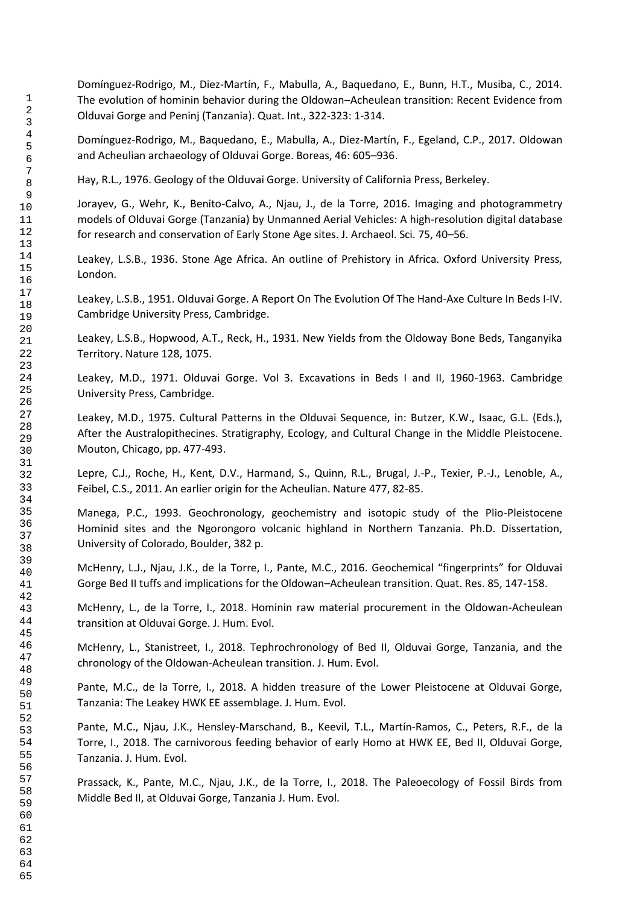Domínguez-Rodrigo, M., Diez-Martín, F., Mabulla, A., Baquedano, E., Bunn, H.T., Musiba, C., 2014. The evolution of hominin behavior during the Oldowan–Acheulean transition: Recent Evidence from Olduvai Gorge and Peninj (Tanzania). Quat. Int., 322-323: 1-314.

Domínguez-Rodrigo, M., Baquedano, E., Mabulla, A., Diez-Martín, F., Egeland, C.P., 2017. Oldowan and Acheulian archaeology of Olduvai Gorge. Boreas, 46: 605–936.

Hay, R.L., 1976. Geology of the Olduvai Gorge. University of California Press, Berkeley.

Jorayev, G., Wehr, K., Benito-Calvo, A., Njau, J., de la Torre, 2016. Imaging and photogrammetry models of Olduvai Gorge (Tanzania) by Unmanned Aerial Vehicles: A high-resolution digital database for research and conservation of Early Stone Age sites. J. Archaeol. Sci. 75, 40–56.

Leakey, L.S.B., 1936. Stone Age Africa. An outline of Prehistory in Africa. Oxford University Press, London.

Leakey, L.S.B., 1951. Olduvai Gorge. A Report On The Evolution Of The Hand-Axe Culture In Beds I-IV. Cambridge University Press, Cambridge.

Leakey, L.S.B., Hopwood, A.T., Reck, H., 1931. New Yields from the Oldoway Bone Beds, Tanganyika Territory. Nature 128, 1075.

Leakey, M.D., 1971. Olduvai Gorge. Vol 3. Excavations in Beds I and II, 1960-1963. Cambridge University Press, Cambridge.

Leakey, M.D., 1975. Cultural Patterns in the Olduvai Sequence, in: Butzer, K.W., Isaac, G.L. (Eds.), After the Australopithecines. Stratigraphy, Ecology, and Cultural Change in the Middle Pleistocene. Mouton, Chicago, pp. 477-493.

Lepre, C.J., Roche, H., Kent, D.V., Harmand, S., Quinn, R.L., Brugal, J.-P., Texier, P.-J., Lenoble, A., Feibel, C.S., 2011. An earlier origin for the Acheulian. Nature 477, 82-85.

Manega, P.C., 1993. Geochronology, geochemistry and isotopic study of the Plio-Pleistocene Hominid sites and the Ngorongoro volcanic highland in Northern Tanzania. Ph.D. Dissertation, University of Colorado, Boulder, 382 p.

McHenry, L.J., Njau, J.K., de la Torre, I., Pante, M.C., 2016. Geochemical "fingerprints" for Olduvai Gorge Bed II tuffs and implications for the Oldowan–Acheulean transition. Quat. Res. 85, 147-158.

McHenry, L., de la Torre, I., 2018. Hominin raw material procurement in the Oldowan-Acheulean transition at Olduvai Gorge. J. Hum. Evol.

McHenry, L., Stanistreet, I., 2018. Tephrochronology of Bed II, Olduvai Gorge, Tanzania, and the chronology of the Oldowan-Acheulean transition. J. Hum. Evol.

Pante, M.C., de la Torre, I., 2018. A hidden treasure of the Lower Pleistocene at Olduvai Gorge, Tanzania: The Leakey HWK EE assemblage. J. Hum. Evol.

Pante, M.C., Njau, J.K., Hensley-Marschand, B., Keevil, T.L., Martín-Ramos, C., Peters, R.F., de la Torre, I., 2018. The carnivorous feeding behavior of early Homo at HWK EE, Bed II, Olduvai Gorge, Tanzania. J. Hum. Evol.

Prassack, K., Pante, M.C., Njau, J.K., de la Torre, I., 2018. The Paleoecology of Fossil Birds from Middle Bed II, at Olduvai Gorge, Tanzania J. Hum. Evol.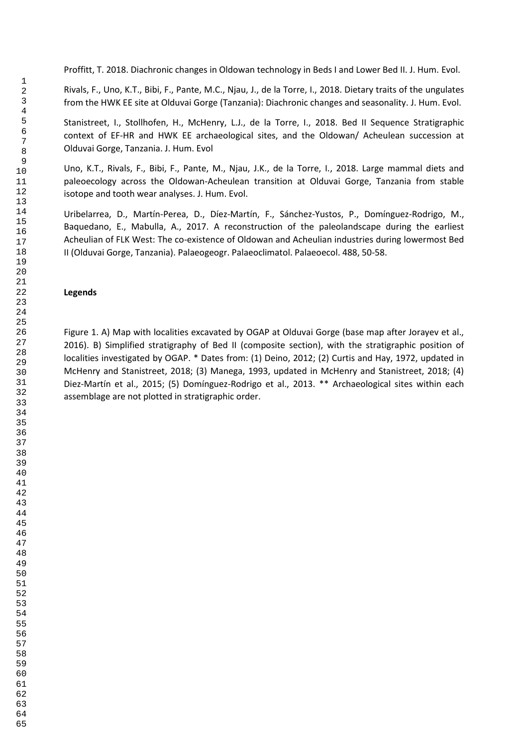Proffitt, T. 2018. Diachronic changes in Oldowan technology in Beds I and Lower Bed II. J. Hum. Evol.

Rivals, F., Uno, K.T., Bibi, F., Pante, M.C., Njau, J., de la Torre, I., 2018. Dietary traits of the ungulates from the HWK EE site at Olduvai Gorge (Tanzania): Diachronic changes and seasonality. J. Hum. Evol.

Stanistreet, I., Stollhofen, H., McHenry, L.J., de la Torre, I., 2018. Bed II Sequence Stratigraphic context of EF-HR and HWK EE archaeological sites, and the Oldowan/ Acheulean succession at Olduvai Gorge, Tanzania. J. Hum. Evol

Uno, K.T., Rivals, F., Bibi, F., Pante, M., Njau, J.K., de la Torre, I., 2018. Large mammal diets and paleoecology across the Oldowan-Acheulean transition at Olduvai Gorge, Tanzania from stable isotope and tooth wear analyses. J. Hum. Evol.

Uribelarrea, D., Martín-Perea, D., Díez-Martín, F., Sánchez-Yustos, P., Domínguez-Rodrigo, M., Baquedano, E., Mabulla, A., 2017. A reconstruction of the paleolandscape during the earliest Acheulian of FLK West: The co-existence of Oldowan and Acheulian industries during lowermost Bed II (Olduvai Gorge, Tanzania). Palaeogeogr. Palaeoclimatol. Palaeoecol. 488, 50-58.

## Legends

Figure 1. A) Map with localities excavated by OGAP at Olduvai Gorge (base map after Jorayev et al., 2016). B) Simplified stratigraphy of Bed II (composite section), with the stratigraphic position of localities investigated by OGAP. * Dates from: (1) Deino, 2012; (2) Curtis and Hay, 1972, updated in McHenry and Stanistreet, 2018; (3) Manega, 1993, updated in McHenry and Stanistreet, 2018; (4) Diez-Martín et al., 2015; (5) Domínguez-Rodrigo et al., 2013. ** Archaeological sites within each assemblage are not plotted in stratigraphic order.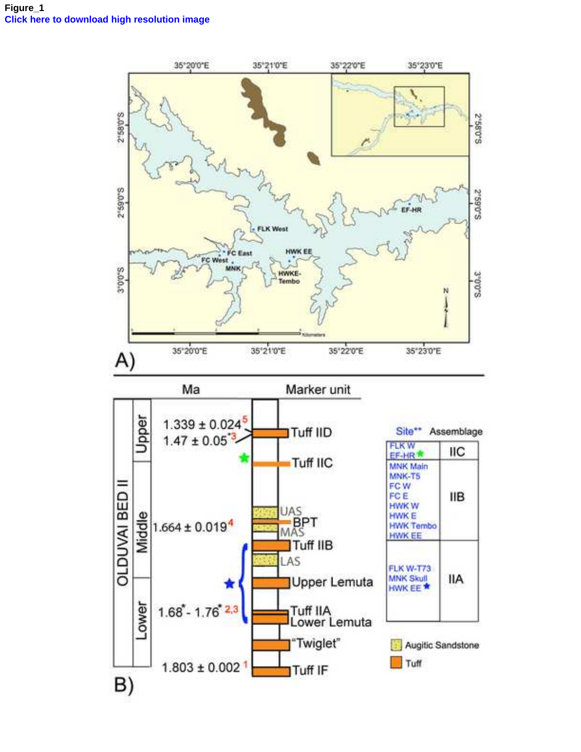Figure_1

Click here to download high resolution image

35°20'0"E
35°21'0"E
35°22'0"E
35°23'0"E

2°58'0"S
2°59'0"S
3°0'0"S

FLK West
FC East
FC West
MNK
HWK EE
HWKE-Tembo
EF-HR
N
Kilometers

A)

Ma
Marker unit

OLDUVAI BED II
Upper
Middle
Lower

1.339 ± 0.024[5]
1.47 ± 0.05*[3]
1.664 ± 0.019[4]
1.68*- 1.76* [2,3]
1.803 ± 0.002 [1]

Tuff IID
Tuff IIC
UAS
BPT
MAS
Tuff IIB
LAS
Upper Lemuta
Tuff IIA
Lower Lemuta
"Twiglet"
Tuff IF

| Site** | Assemblage |
| --- | --- |
| FLK W<br>EF-HR | IIC |
| MNK Main<br>MNK-T5<br>FC W<br>FC E<br>HWK W<br>HWK E<br>HWK Tembo<br>HWK EE | IIB |
| FLK W-T73<br>MNK Skull<br>HWK EE | IIA |

Augitic Sandstone
Tuff

B)